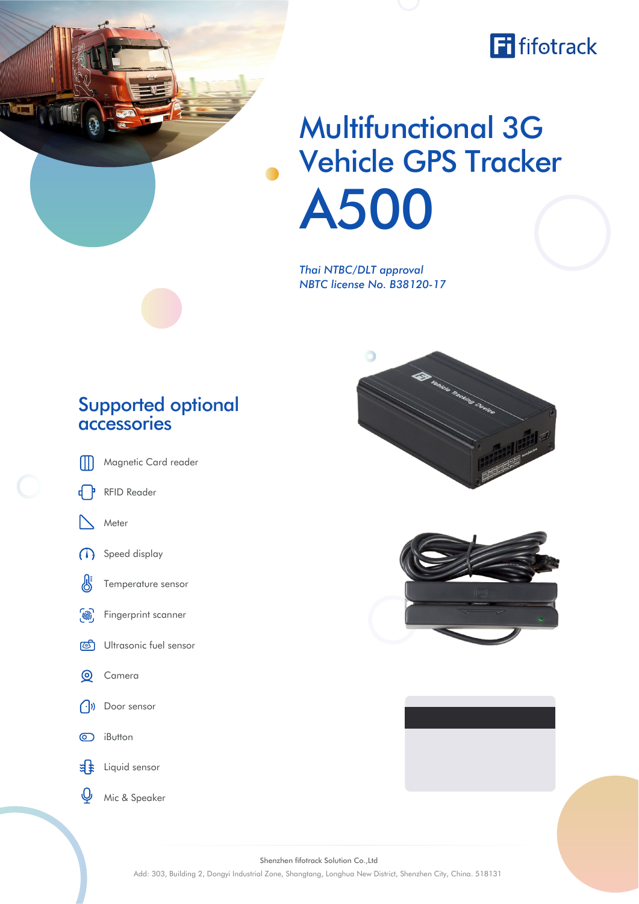fifotrack

# Multifunctional 3G Vehicle GPS Tracker

# A500

*Thai NTBC/DLT approval*
*NBTC license No. B38120-17*

## Supported optional accessories

- Magnetic Card reader
- RFID Reader
- Meter
- Speed display
- Temperature sensor
- Fingerprint scanner
- Ultrasonic fuel sensor
- Camera
- Door sensor
- iButton
- Liquid sensor
- Mic & Speaker

Shenzhen fifotrack Solution Co.,Ltd
Add: 303, Building 2, Dongyi Industrial Zone, Shangtang, Longhua New District, Shenzhen City, China. 518131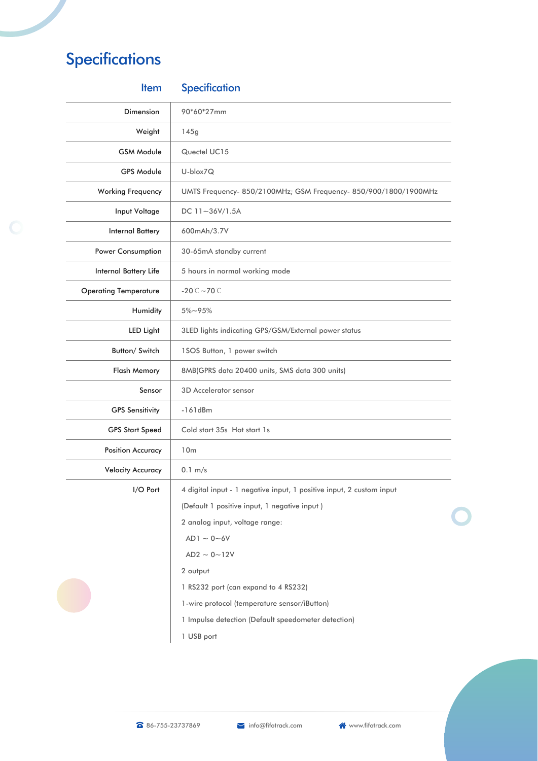# Specifications

| Item | Specification |
|---|---|
| Dimension | 90*60*27mm |
| Weight | 145g |
| GSM Module | Quectel UC15 |
| GPS Module | U-blox7Q |
| Working Frequency | UMTS Frequency- 850/2100MHz; GSM Frequency- 850/900/1800/1900MHz |
| Input Voltage | DC 11~36V/1.5A |
| Internal Battery | 600mAh/3.7V |
| Power Consumption | 30-65mA standby current |
| Internal Battery Life | 5 hours in normal working mode |
| Operating Temperature | -20℃~70℃ |
| Humidity | 5%~95% |
| LED Light | 3LED lights indicating GPS/GSM/External power status |
| Button/ Switch | 1SOS Button, 1 power switch |
| Flash Memory | 8MB(GPRS data 20400 units, SMS data 300 units) |
| Sensor | 3D Accelerator sensor |
| GPS Sensitivity | -161dBm |
| GPS Start Speed | Cold start 35s Hot start 1s |
| Position Accuracy | 10m |
| Velocity Accuracy | 0.1 m/s |
| I/O Port | 4 digital input - 1 negative input, 1 positive input, 2 custom input<br>(Default 1 positive input, 1 negative input )<br>2 analog input, voltage range:<br>AD1 ~ 0~6V<br>AD2 ~ 0~12V<br>2 output<br>1 RS232 port (can expand to 4 RS232)<br>1-wire protocol (temperature sensor/iButton)<br>1 Impulse detection (Default speedometer detection)<br>1 USB port |

86-755-23737869 info@fifotrack.com www.fifotrack.com